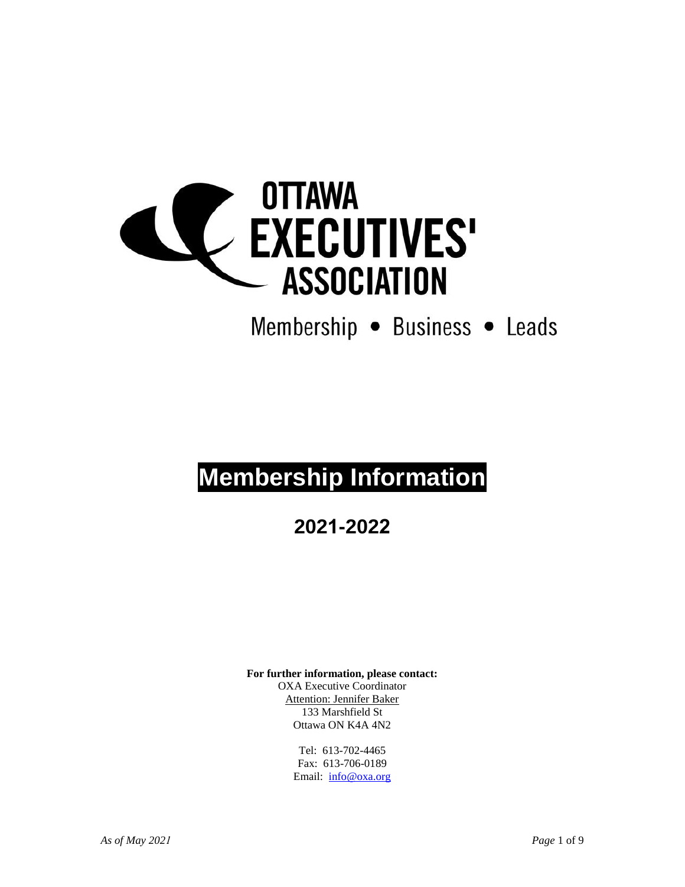OTTAWA EXECUTIVES' ASSOCIATION

Membership • Business • Leads

# Membership Information

## 2021-2022

**For further information, please contact:**
OXA Executive Coordinator
Attention: Jennifer Baker
133 Marshfield St
Ottawa ON K4A 4N2

Tel: 613-702-4465
Fax: 613-706-0189
Email: info@oxa.org

*As of May 2021*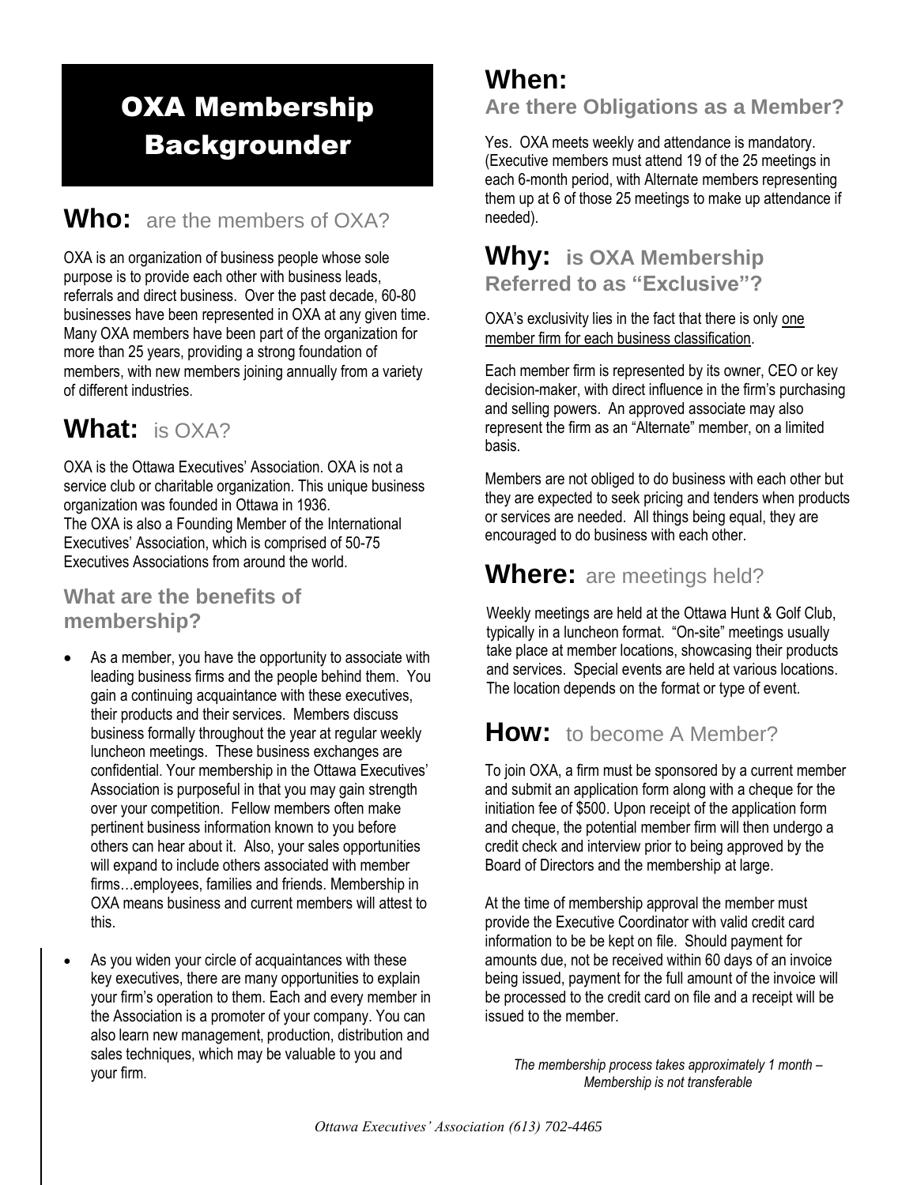# OXA Membership Backgrounder

## **Who:** are the members of OXA?

OXA is an organization of business people whose sole purpose is to provide each other with business leads, referrals and direct business. Over the past decade, 60-80 businesses have been represented in OXA at any given time. Many OXA members have been part of the organization for more than 25 years, providing a strong foundation of members, with new members joining annually from a variety of different industries.

## **What:** is OXA?

OXA is the Ottawa Executives' Association. OXA is not a service club or charitable organization. This unique business organization was founded in Ottawa in 1936.
The OXA is also a Founding Member of the International Executives' Association, which is comprised of 50-75 Executives Associations from around the world.

### What are the benefits of membership?

- As a member, you have the opportunity to associate with leading business firms and the people behind them. You gain a continuing acquaintance with these executives, their products and their services. Members discuss business formally throughout the year at regular weekly luncheon meetings. These business exchanges are confidential. Your membership in the Ottawa Executives' Association is purposeful in that you may gain strength over your competition. Fellow members often make pertinent business information known to you before others can hear about it. Also, your sales opportunities will expand to include others associated with member firms…employees, families and friends. Membership in OXA means business and current members will attest to this.

- As you widen your circle of acquaintances with these key executives, there are many opportunities to explain your firm's operation to them. Each and every member in the Association is a promoter of your company. You can also learn new management, production, distribution and sales techniques, which may be valuable to you and your firm.

## **When:**

### Are there Obligations as a Member?

Yes. OXA meets weekly and attendance is mandatory. (Executive members must attend 19 of the 25 meetings in each 6-month period, with Alternate members representing them up at 6 of those 25 meetings to make up attendance if needed).

## **Why:** is OXA Membership Referred to as "Exclusive"?

OXA's exclusivity lies in the fact that there is only one member firm for each business classification.

Each member firm is represented by its owner, CEO or key decision-maker, with direct influence in the firm's purchasing and selling powers. An approved associate may also represent the firm as an "Alternate" member, on a limited basis.

Members are not obliged to do business with each other but they are expected to seek pricing and tenders when products or services are needed. All things being equal, they are encouraged to do business with each other.

## **Where:** are meetings held?

Weekly meetings are held at the Ottawa Hunt & Golf Club, typically in a luncheon format. "On-site" meetings usually take place at member locations, showcasing their products and services. Special events are held at various locations. The location depends on the format or type of event.

## **How:** to become A Member?

To join OXA, a firm must be sponsored by a current member and submit an application form along with a cheque for the initiation fee of $500. Upon receipt of the application form and cheque, the potential member firm will then undergo a credit check and interview prior to being approved by the Board of Directors and the membership at large.

At the time of membership approval the member must provide the Executive Coordinator with valid credit card information to be be kept on file. Should payment for amounts due, not be received within 60 days of an invoice being issued, payment for the full amount of the invoice will be processed to the credit card on file and a receipt will be issued to the member.

*The membership process takes approximately 1 month – Membership is not transferable*

*Ottawa Executives' Association (613) 702-4465*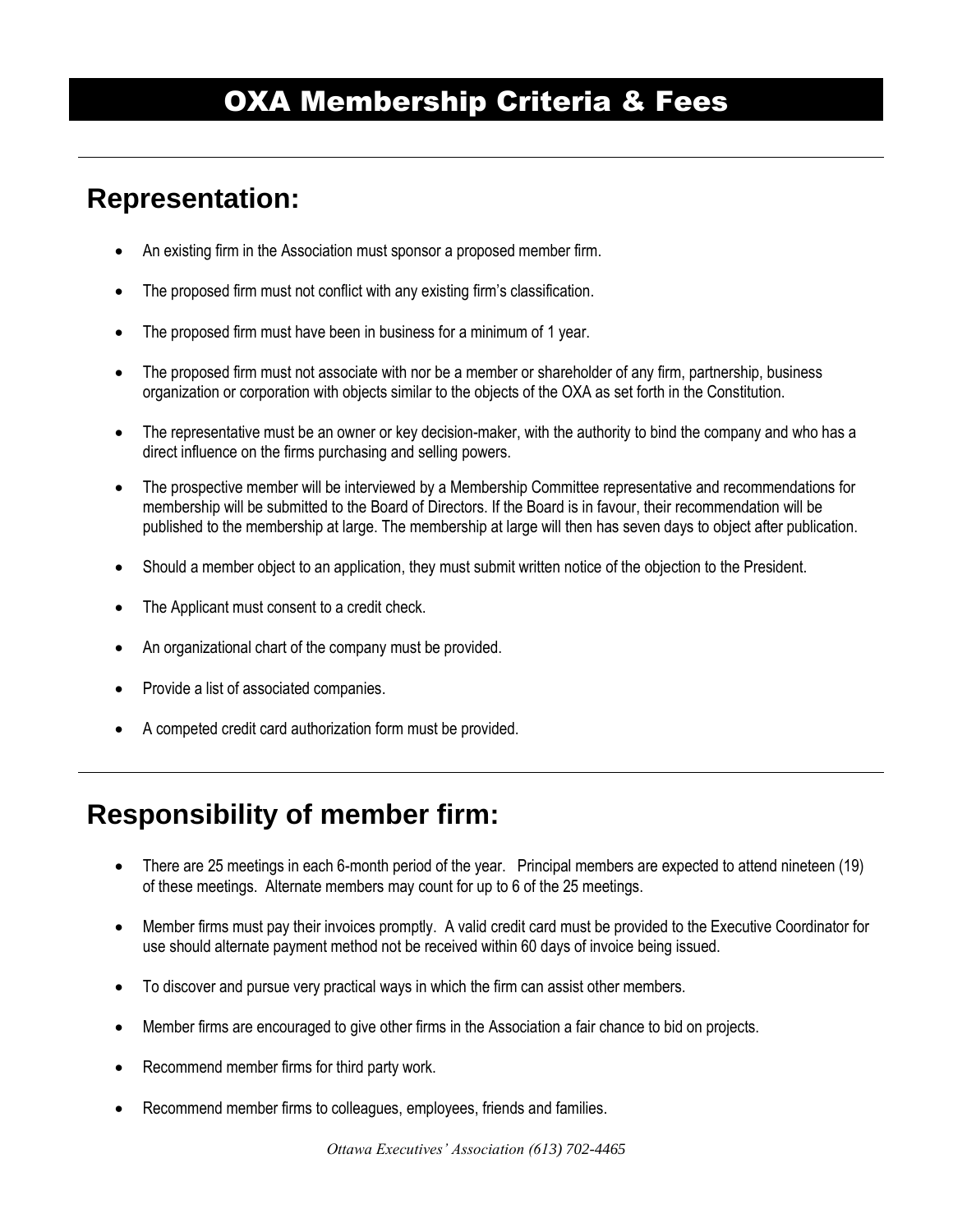# OXA Membership Criteria & Fees

---

## Representation:

- An existing firm in the Association must sponsor a proposed member firm.
- The proposed firm must not conflict with any existing firm's classification.
- The proposed firm must have been in business for a minimum of 1 year.
- The proposed firm must not associate with nor be a member or shareholder of any firm, partnership, business organization or corporation with objects similar to the objects of the OXA as set forth in the Constitution.
- The representative must be an owner or key decision-maker, with the authority to bind the company and who has a direct influence on the firms purchasing and selling powers.
- The prospective member will be interviewed by a Membership Committee representative and recommendations for membership will be submitted to the Board of Directors. If the Board is in favour, their recommendation will be published to the membership at large. The membership at large will then has seven days to object after publication.
- Should a member object to an application, they must submit written notice of the objection to the President.
- The Applicant must consent to a credit check.
- An organizational chart of the company must be provided.
- Provide a list of associated companies.
- A competed credit card authorization form must be provided.

---

## Responsibility of member firm:

- There are 25 meetings in each 6-month period of the year. Principal members are expected to attend nineteen (19) of these meetings. Alternate members may count for up to 6 of the 25 meetings.
- Member firms must pay their invoices promptly. A valid credit card must be provided to the Executive Coordinator for use should alternate payment method not be received within 60 days of invoice being issued.
- To discover and pursue very practical ways in which the firm can assist other members.
- Member firms are encouraged to give other firms in the Association a fair chance to bid on projects.
- Recommend member firms for third party work.
- Recommend member firms to colleagues, employees, friends and families.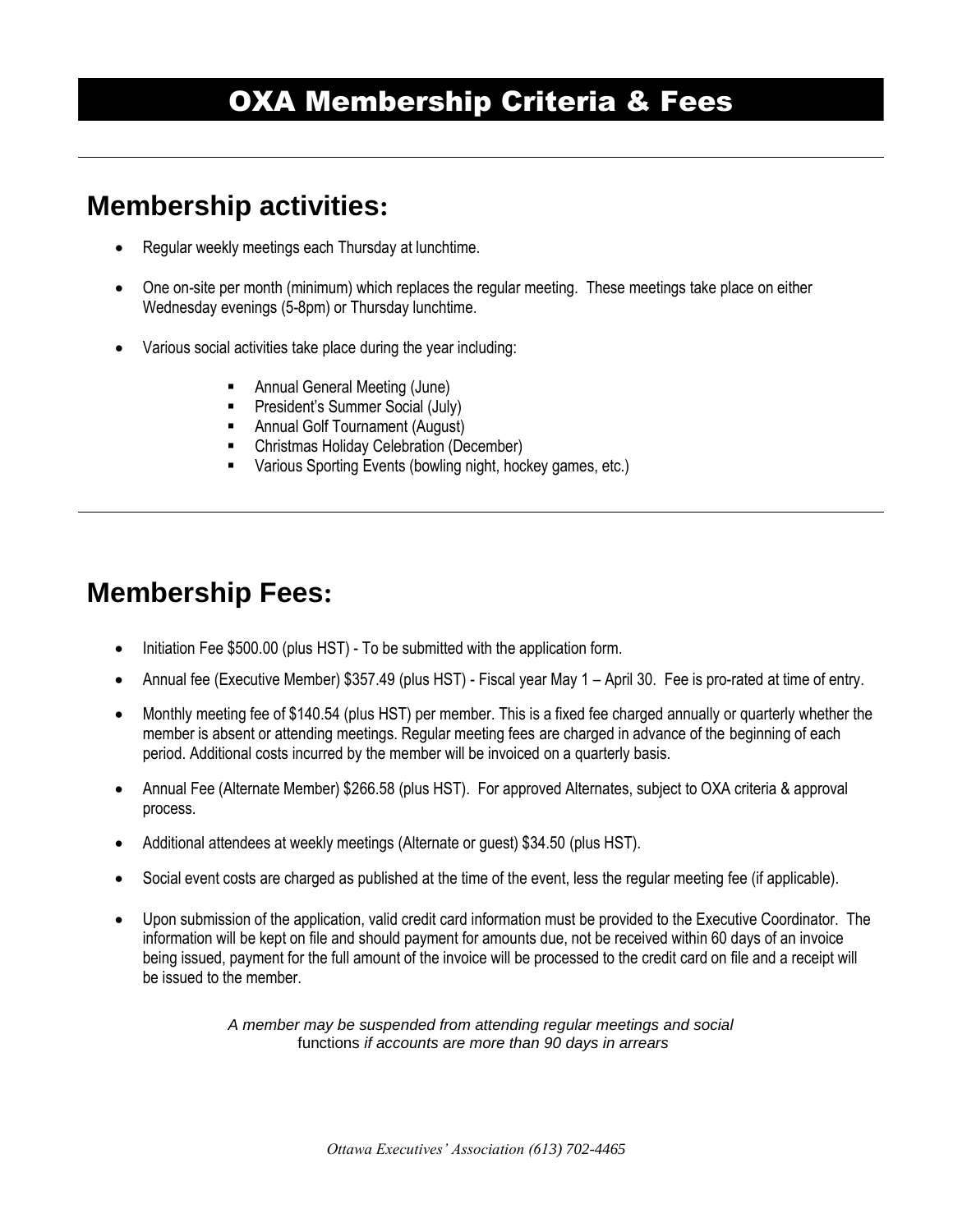# OXA Membership Criteria & Fees

---

## Membership activities:

- Regular weekly meetings each Thursday at lunchtime.
- One on-site per month (minimum) which replaces the regular meeting. These meetings take place on either Wednesday evenings (5-8pm) or Thursday lunchtime.
- Various social activities take place during the year including:
    - Annual General Meeting (June)
    - President's Summer Social (July)
    - Annual Golf Tournament (August)
    - Christmas Holiday Celebration (December)
    - Various Sporting Events (bowling night, hockey games, etc.)

---

## Membership Fees:

- Initiation Fee $500.00 (plus HST) - To be submitted with the application form.
- Annual fee (Executive Member) $357.49 (plus HST) - Fiscal year May 1 – April 30. Fee is pro-rated at time of entry.
- Monthly meeting fee of $140.54 (plus HST) per member. This is a fixed fee charged annually or quarterly whether the member is absent or attending meetings. Regular meeting fees are charged in advance of the beginning of each period. Additional costs incurred by the member will be invoiced on a quarterly basis.
- Annual Fee (Alternate Member) $266.58 (plus HST). For approved Alternates, subject to OXA criteria & approval process.
- Additional attendees at weekly meetings (Alternate or guest) $34.50 (plus HST).
- Social event costs are charged as published at the time of the event, less the regular meeting fee (if applicable).
- Upon submission of the application, valid credit card information must be provided to the Executive Coordinator. The information will be kept on file and should payment for amounts due, not be received within 60 days of an invoice being issued, payment for the full amount of the invoice will be processed to the credit card on file and a receipt will be issued to the member.

*A member may be suspended from attending regular meetings and social* functions *if accounts are more than 90 days in arrears*

*Ottawa Executives' Association (613) 702-4465*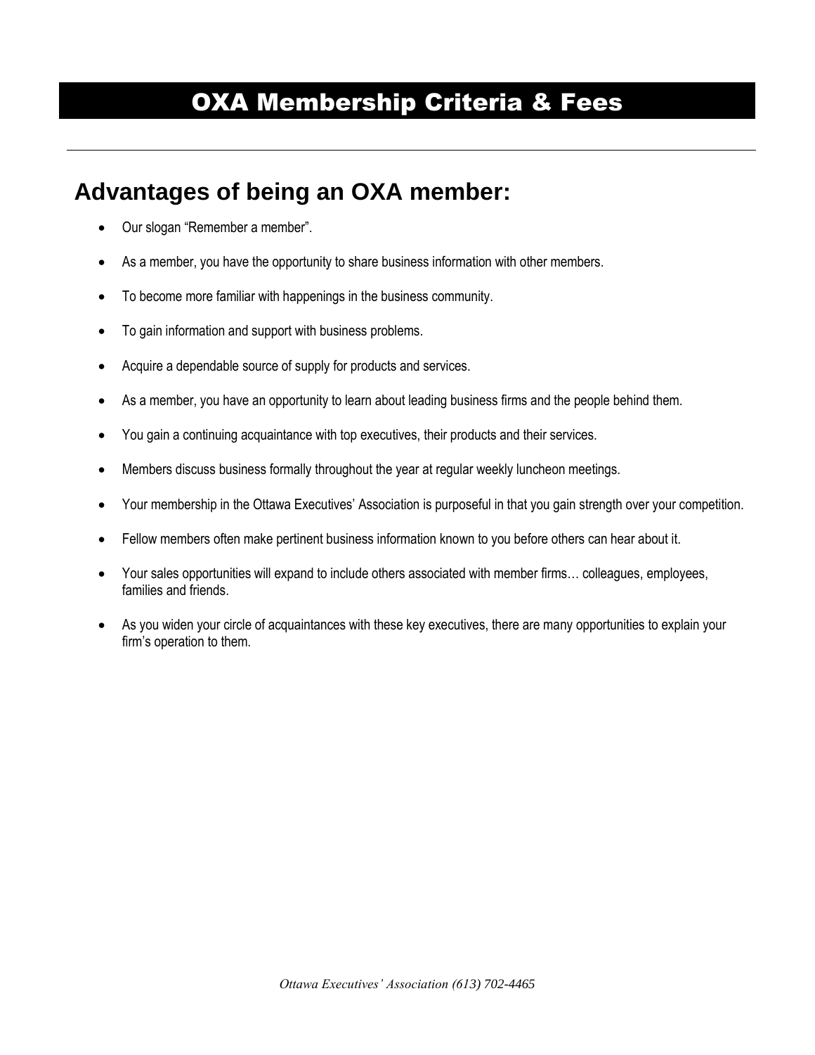# OXA Membership Criteria & Fees

---

## Advantages of being an OXA member:

- Our slogan “Remember a member”.
- As a member, you have the opportunity to share business information with other members.
- To become more familiar with happenings in the business community.
- To gain information and support with business problems.
- Acquire a dependable source of supply for products and services.
- As a member, you have an opportunity to learn about leading business firms and the people behind them.
- You gain a continuing acquaintance with top executives, their products and their services.
- Members discuss business formally throughout the year at regular weekly luncheon meetings.
- Your membership in the Ottawa Executives’ Association is purposeful in that you gain strength over your competition.
- Fellow members often make pertinent business information known to you before others can hear about it.
- Your sales opportunities will expand to include others associated with member firms… colleagues, employees, families and friends.
- As you widen your circle of acquaintances with these key executives, there are many opportunities to explain your firm’s operation to them.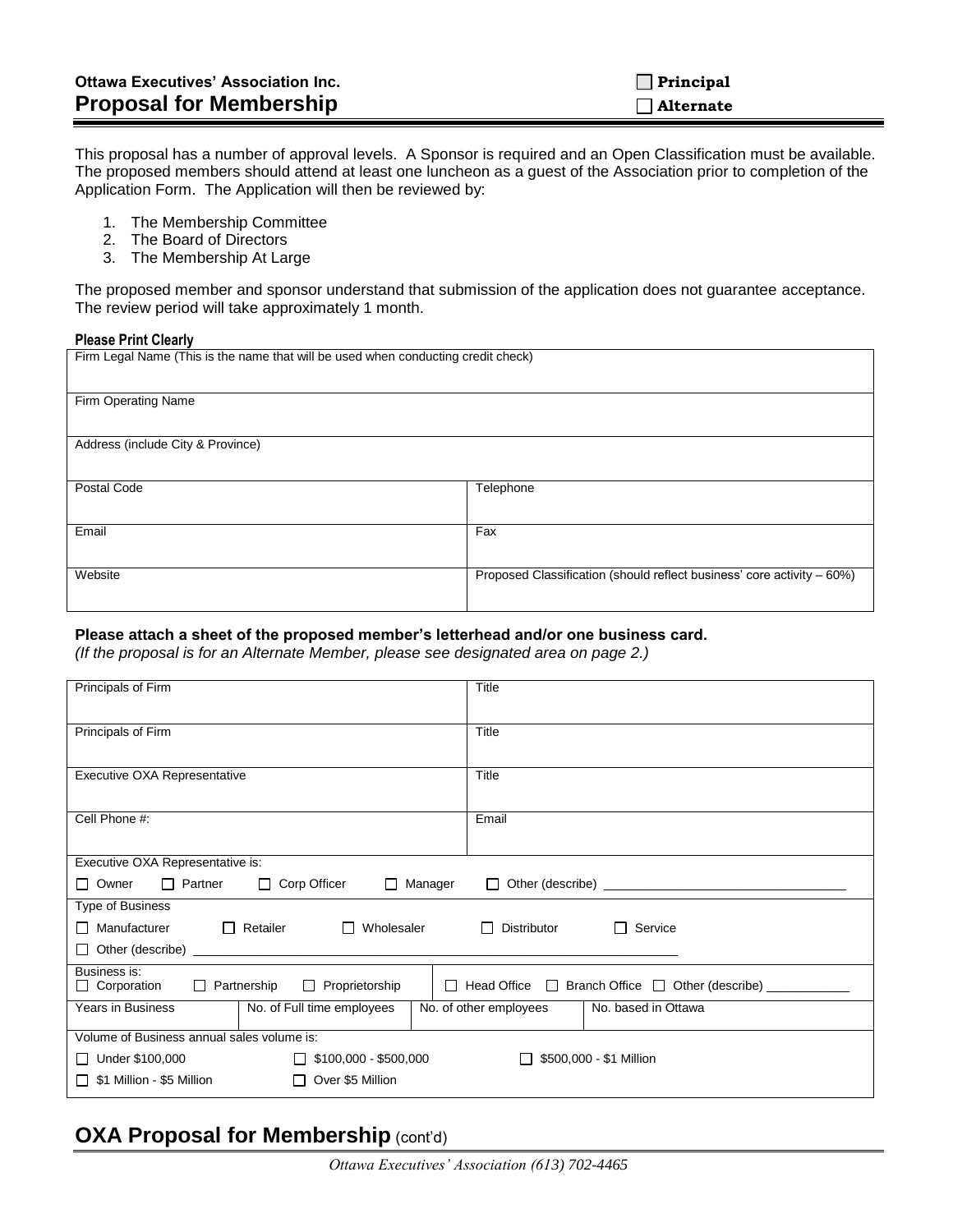**Ottawa Executives' Association Inc.**

# Proposal for Membership

☐ **Principal**
☐ **Alternate**

This proposal has a number of approval levels. A Sponsor is required and an Open Classification must be available. The proposed members should attend at least one luncheon as a guest of the Association prior to completion of the Application Form. The Application will then be reviewed by:

1. The Membership Committee
2. The Board of Directors
3. The Membership At Large

The proposed member and sponsor understand that submission of the application does not guarantee acceptance. The review period will take approximately 1 month.

**Please Print Clearly**

| Firm Legal Name (This is the name that will be used when conducting credit check) | |
|---|---|
| Firm Operating Name | |
| Address (include City & Province) | |
| Postal Code | Telephone |
| Email | Fax |
| Website | Proposed Classification (should reflect business' core activity – 60%) |

**Please attach a sheet of the proposed member's letterhead and/or one business card.**
*(If the proposal is for an Alternate Member, please see designated area on page 2.)*

| Principals of Firm | Title |
|---|---|
| Principals of Firm | Title |
| Executive OXA Representative | Title |
| Cell Phone #: | Email |

Executive OXA Representative is:
☐ Owner ☐ Partner ☐ Corp Officer ☐ Manager ☐ Other (describe) ________________

Type of Business
☐ Manufacturer ☐ Retailer ☐ Wholesaler ☐ Distributor ☐ Service
☐ Other (describe) ________________

Business is:
☐ Corporation ☐ Partnership ☐ Proprietorship | ☐ Head Office ☐ Branch Office ☐ Other (describe) ____________

| Years in Business | No. of Full time employees | No. of other employees | No. based in Ottawa |
|---|---|---|---|
| | | | |

Volume of Business annual sales volume is:
☐ Under $100,000 ☐ $100,000 - $500,000 ☐ $500,000 - $1 Million
☐ $1 Million - $5 Million ☐ Over $5 Million

## OXA Proposal for Membership (cont'd)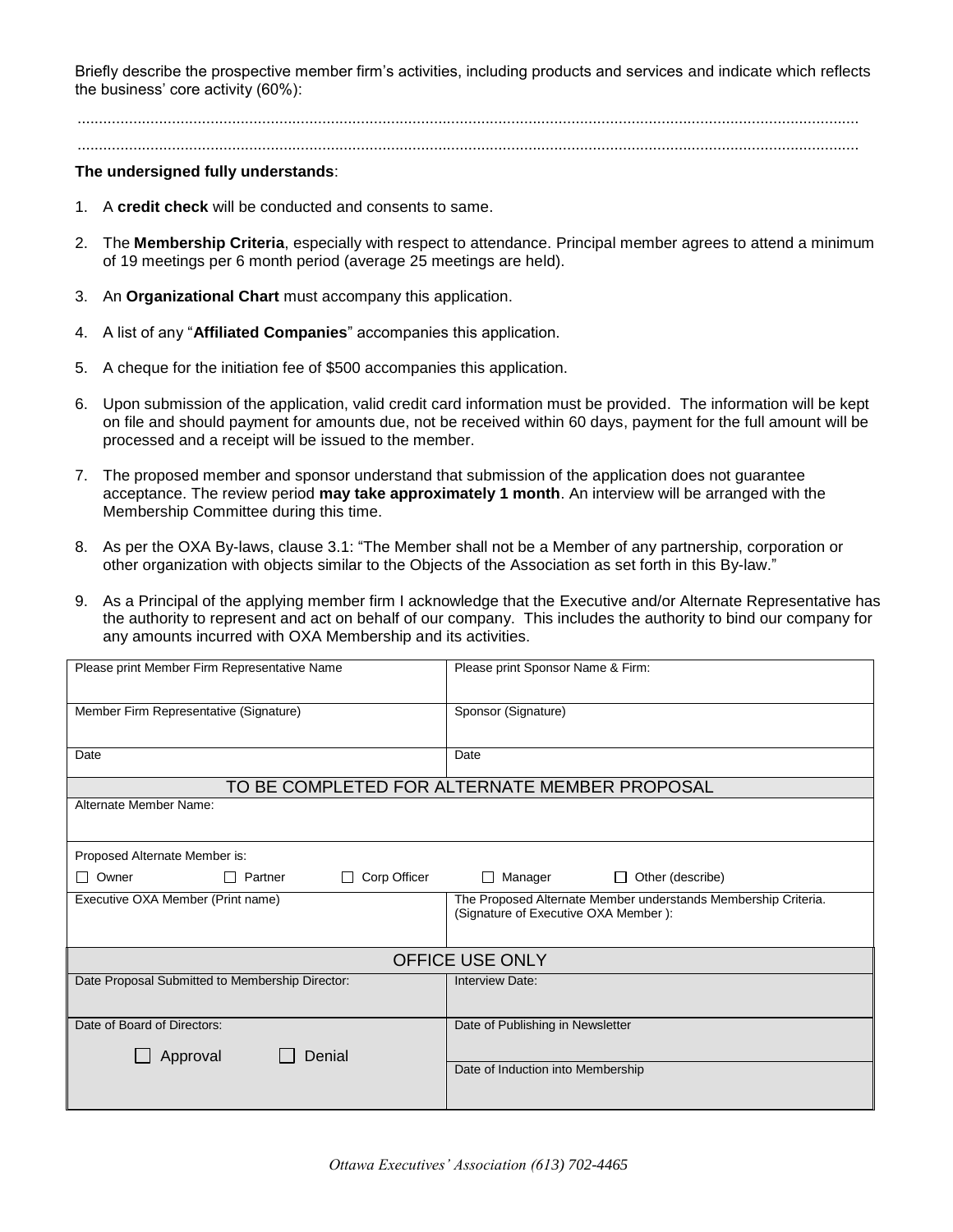Briefly describe the prospective member firm's activities, including products and services and indicate which reflects the business' core activity (60%):

..................................................................................................................................................................................

..................................................................................................................................................................................

**The undersigned fully understands**:

1. A **credit check** will be conducted and consents to same.
2. The **Membership Criteria**, especially with respect to attendance. Principal member agrees to attend a minimum of 19 meetings per 6 month period (average 25 meetings are held).
3. An **Organizational Chart** must accompany this application.
4. A list of any "**Affiliated Companies**" accompanies this application.
5. A cheque for the initiation fee of $500 accompanies this application.
6. Upon submission of the application, valid credit card information must be provided. The information will be kept on file and should payment for amounts due, not be received within 60 days, payment for the full amount will be processed and a receipt will be issued to the member.
7. The proposed member and sponsor understand that submission of the application does not guarantee acceptance. The review period **may take approximately 1 month**. An interview will be arranged with the Membership Committee during this time.
8. As per the OXA By-laws, clause 3.1: "The Member shall not be a Member of any partnership, corporation or other organization with objects similar to the Objects of the Association as set forth in this By-law."
9. As a Principal of the applying member firm I acknowledge that the Executive and/or Alternate Representative has the authority to represent and act on behalf of our company. This includes the authority to bind our company for any amounts incurred with OXA Membership and its activities.

| Please print Member Firm Representative Name | Please print Sponsor Name & Firm: |
|---|---|
| Member Firm Representative (Signature) | Sponsor (Signature) |
| Date | Date |
| **TO BE COMPLETED FOR ALTERNATE MEMBER PROPOSAL** | |
| Alternate Member Name: | |
| Proposed Alternate Member is: ☐ Owner ☐ Partner ☐ Corp Officer | ☐ Manager ☐ Other (describe) |
| Executive OXA Member (Print name) | The Proposed Alternate Member understands Membership Criteria. (Signature of Executive OXA Member ): |
| **OFFICE USE ONLY** | |
| Date Proposal Submitted to Membership Director: | Interview Date: |
| Date of Board of Directors: ☐ Approval ☐ Denial | Date of Publishing in Newsletter |
| | Date of Induction into Membership |

*Ottawa Executives' Association (613) 702-4465*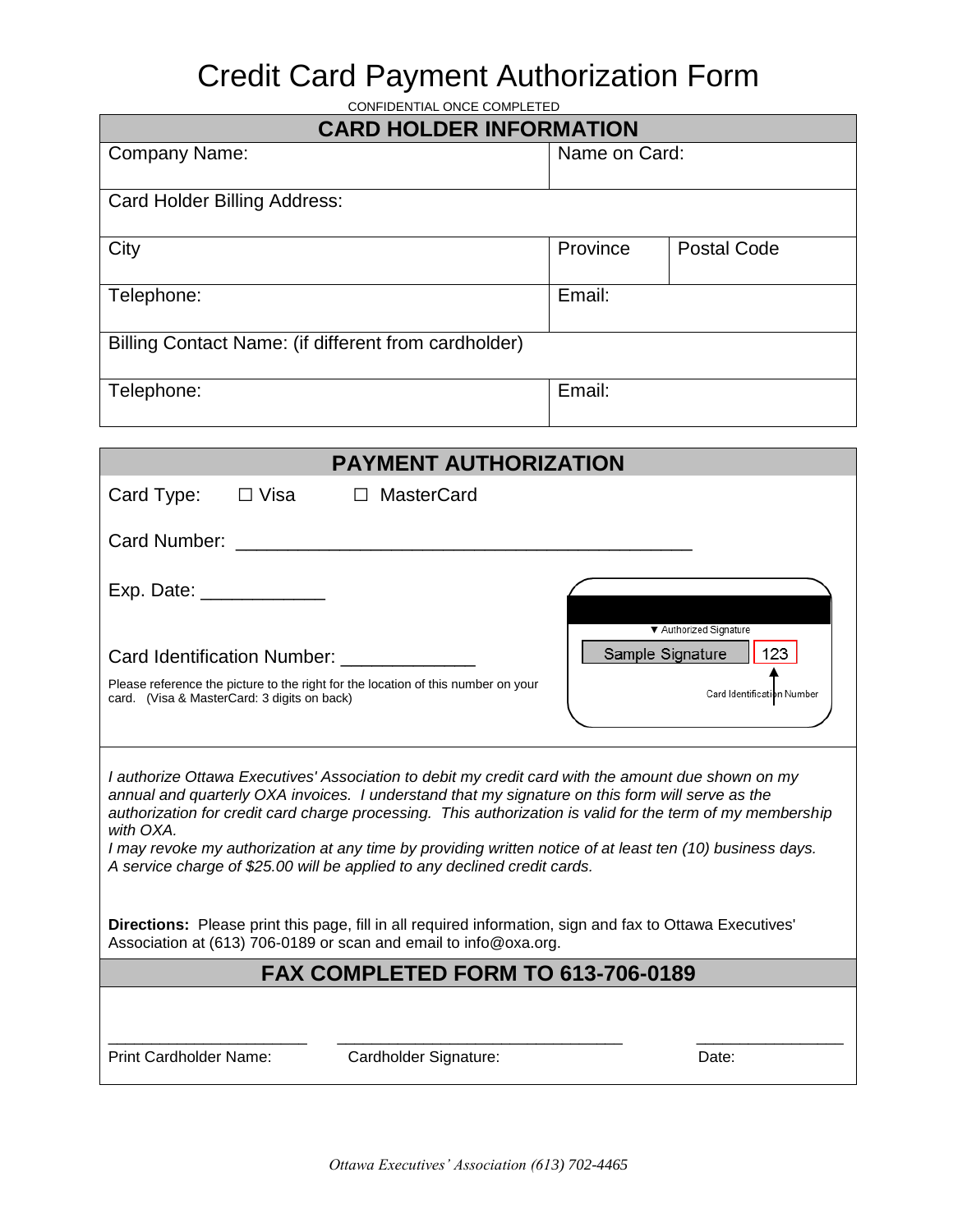# Credit Card Payment Authorization Form

CONFIDENTIAL ONCE COMPLETED

## CARD HOLDER INFORMATION

| Company Name: | Name on Card: | |
|---|---|---|
| Card Holder Billing Address: | | |
| City | Province | Postal Code |
| Telephone: | Email: | |
| Billing Contact Name: (if different from cardholder) | | |
| Telephone: | Email: | |

## PAYMENT AUTHORIZATION

Card Type: ☐ Visa ☐ MasterCard

Card Number: ____________________________________________

Exp. Date: ____________

Card Identification Number: _____________

Please reference the picture to the right for the location of this number on your card. (Visa & MasterCard: 3 digits on back)

▼ Authorized Signature

Sample Signature | 123

Card Identification Number

*I authorize Ottawa Executives' Association to debit my credit card with the amount due shown on my annual and quarterly OXA invoices. I understand that my signature on this form will serve as the authorization for credit card charge processing. This authorization is valid for the term of my membership with OXA.*

*I may revoke my authorization at any time by providing written notice of at least ten (10) business days.*

*A service charge of $25.00 will be applied to any declined credit cards.*

**Directions:** Please print this page, fill in all required information, sign and fax to Ottawa Executives' Association at (613) 706-0189 or scan and email to info@oxa.org.

## FAX COMPLETED FORM TO 613-706-0189

______________________ ________________________________ ________________

Print Cardholder Name: Cardholder Signature: Date:

*Ottawa Executives' Association (613) 702-4465*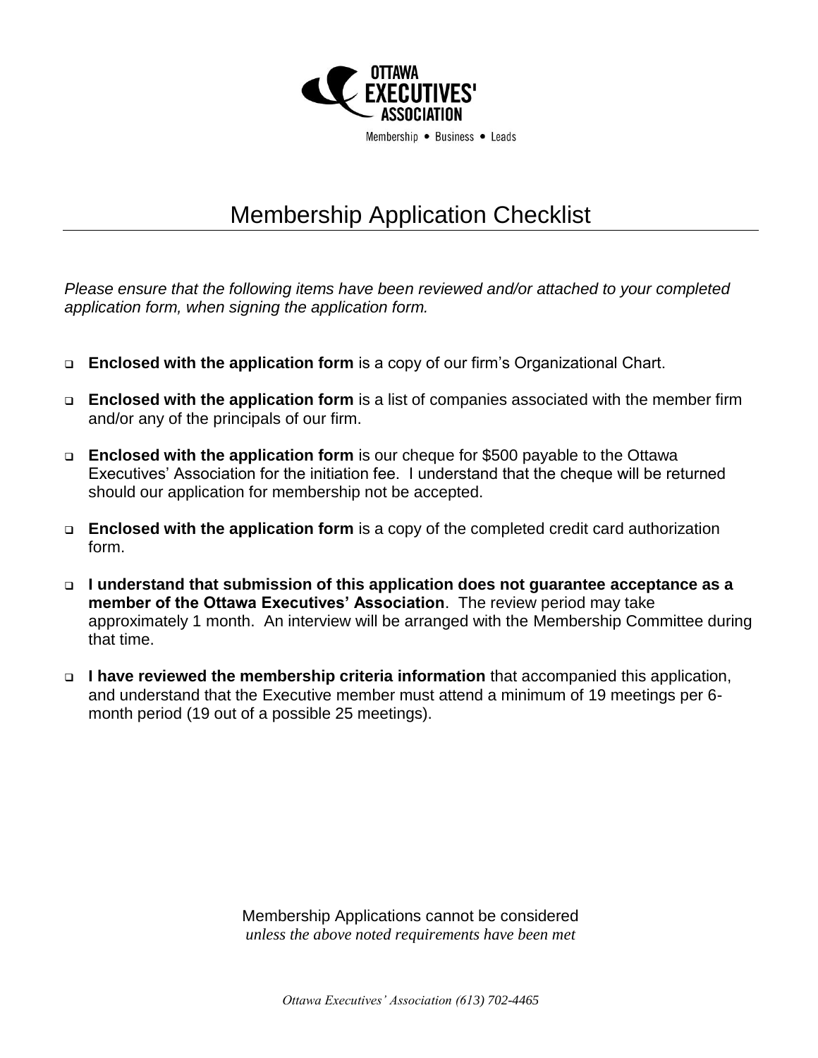OTTAWA EXECUTIVES' ASSOCIATION

Membership • Business • Leads

# Membership Application Checklist

*Please ensure that the following items have been reviewed and/or attached to your completed application form, when signing the application form.*

- ❑ **Enclosed with the application form** is a copy of our firm's Organizational Chart.
- ❑ **Enclosed with the application form** is a list of companies associated with the member firm and/or any of the principals of our firm.
- ❑ **Enclosed with the application form** is our cheque for $500 payable to the Ottawa Executives' Association for the initiation fee. I understand that the cheque will be returned should our application for membership not be accepted.
- ❑ **Enclosed with the application form** is a copy of the completed credit card authorization form.
- ❑ **I understand that submission of this application does not guarantee acceptance as a member of the Ottawa Executives' Association**. The review period may take approximately 1 month. An interview will be arranged with the Membership Committee during that time.
- ❑ **I have reviewed the membership criteria information** that accompanied this application, and understand that the Executive member must attend a minimum of 19 meetings per 6-month period (19 out of a possible 25 meetings).

Membership Applications cannot be considered
*unless the above noted requirements have been met*

*Ottawa Executives' Association (613) 702-4465*